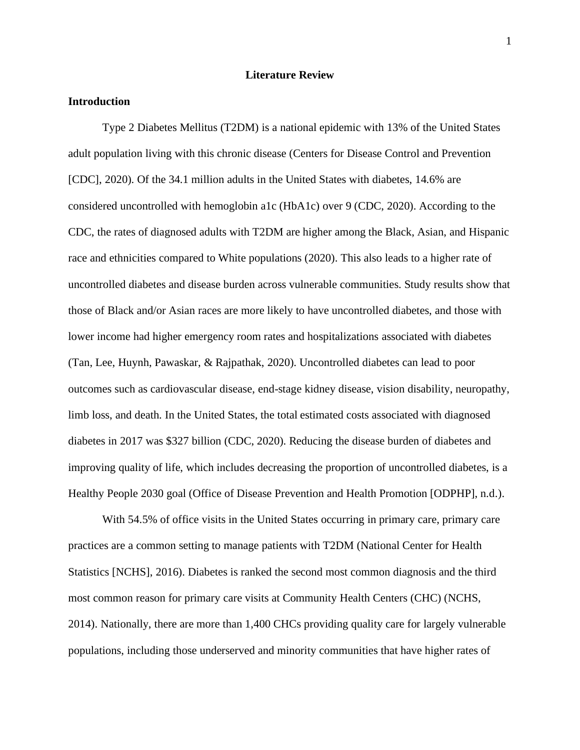# Literature Review

## Introduction

Type 2 Diabetes Mellitus (T2DM) is a national epidemic with 13% of the United States adult population living with this chronic disease (Centers for Disease Control and Prevention [CDC], 2020). Of the 34.1 million adults in the United States with diabetes, 14.6% are considered uncontrolled with hemoglobin a1c (HbA1c) over 9 (CDC, 2020). According to the CDC, the rates of diagnosed adults with T2DM are higher among the Black, Asian, and Hispanic race and ethnicities compared to White populations (2020). This also leads to a higher rate of uncontrolled diabetes and disease burden across vulnerable communities. Study results show that those of Black and/or Asian races are more likely to have uncontrolled diabetes, and those with lower income had higher emergency room rates and hospitalizations associated with diabetes (Tan, Lee, Huynh, Pawaskar, & Rajpathak, 2020). Uncontrolled diabetes can lead to poor outcomes such as cardiovascular disease, end-stage kidney disease, vision disability, neuropathy, limb loss, and death. In the United States, the total estimated costs associated with diagnosed diabetes in 2017 was $327 billion (CDC, 2020). Reducing the disease burden of diabetes and improving quality of life, which includes decreasing the proportion of uncontrolled diabetes, is a Healthy People 2030 goal (Office of Disease Prevention and Health Promotion [ODPHP], n.d.).

With 54.5% of office visits in the United States occurring in primary care, primary care practices are a common setting to manage patients with T2DM (National Center for Health Statistics [NCHS], 2016). Diabetes is ranked the second most common diagnosis and the third most common reason for primary care visits at Community Health Centers (CHC) (NCHS, 2014). Nationally, there are more than 1,400 CHCs providing quality care for largely vulnerable populations, including those underserved and minority communities that have higher rates of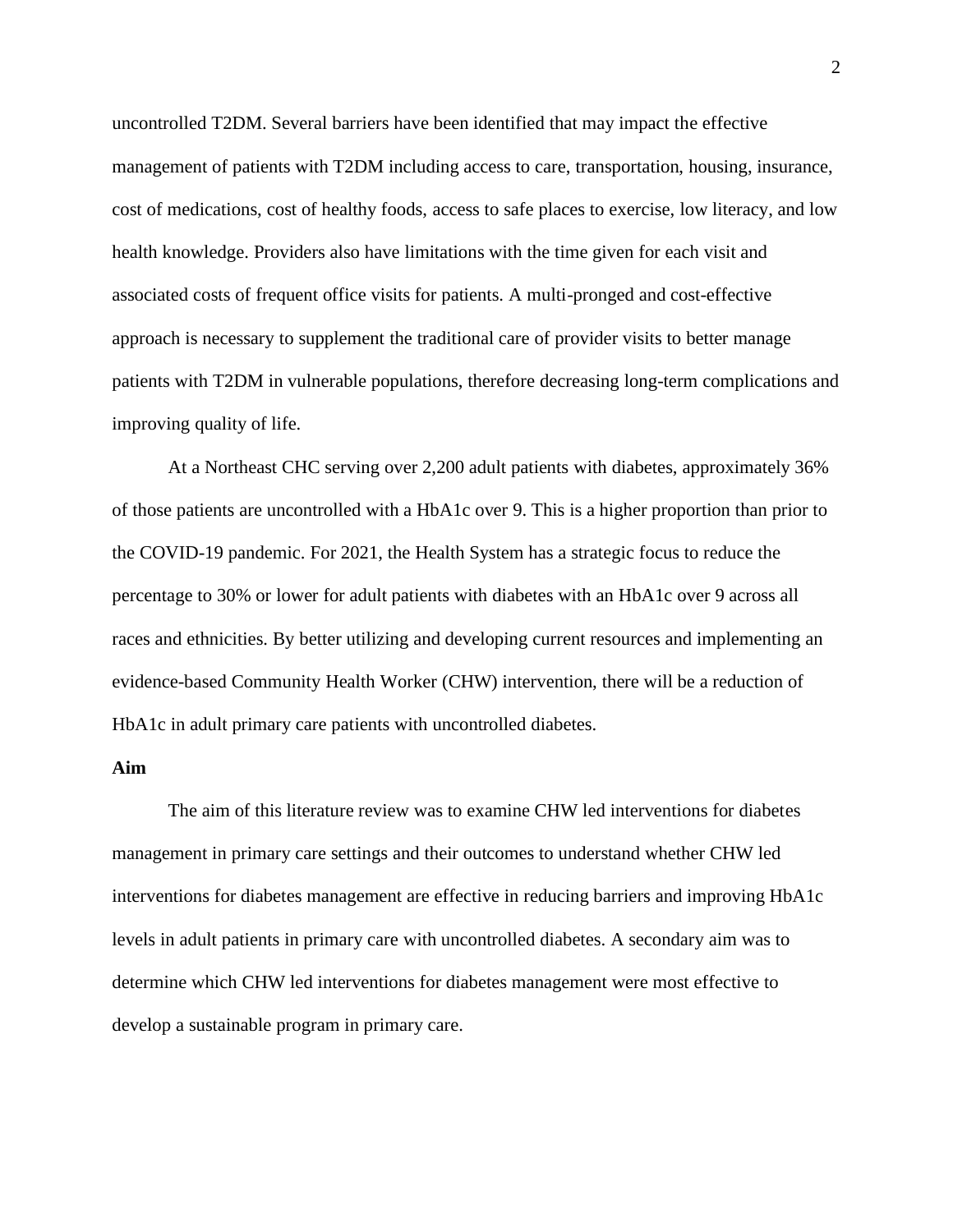uncontrolled T2DM. Several barriers have been identified that may impact the effective management of patients with T2DM including access to care, transportation, housing, insurance, cost of medications, cost of healthy foods, access to safe places to exercise, low literacy, and low health knowledge. Providers also have limitations with the time given for each visit and associated costs of frequent office visits for patients. A multi-pronged and cost-effective approach is necessary to supplement the traditional care of provider visits to better manage patients with T2DM in vulnerable populations, therefore decreasing long-term complications and improving quality of life.

At a Northeast CHC serving over 2,200 adult patients with diabetes, approximately 36% of those patients are uncontrolled with a HbA1c over 9. This is a higher proportion than prior to the COVID-19 pandemic. For 2021, the Health System has a strategic focus to reduce the percentage to 30% or lower for adult patients with diabetes with an HbA1c over 9 across all races and ethnicities. By better utilizing and developing current resources and implementing an evidence-based Community Health Worker (CHW) intervention, there will be a reduction of HbA1c in adult primary care patients with uncontrolled diabetes.

**Aim**

The aim of this literature review was to examine CHW led interventions for diabetes management in primary care settings and their outcomes to understand whether CHW led interventions for diabetes management are effective in reducing barriers and improving HbA1c levels in adult patients in primary care with uncontrolled diabetes. A secondary aim was to determine which CHW led interventions for diabetes management were most effective to develop a sustainable program in primary care.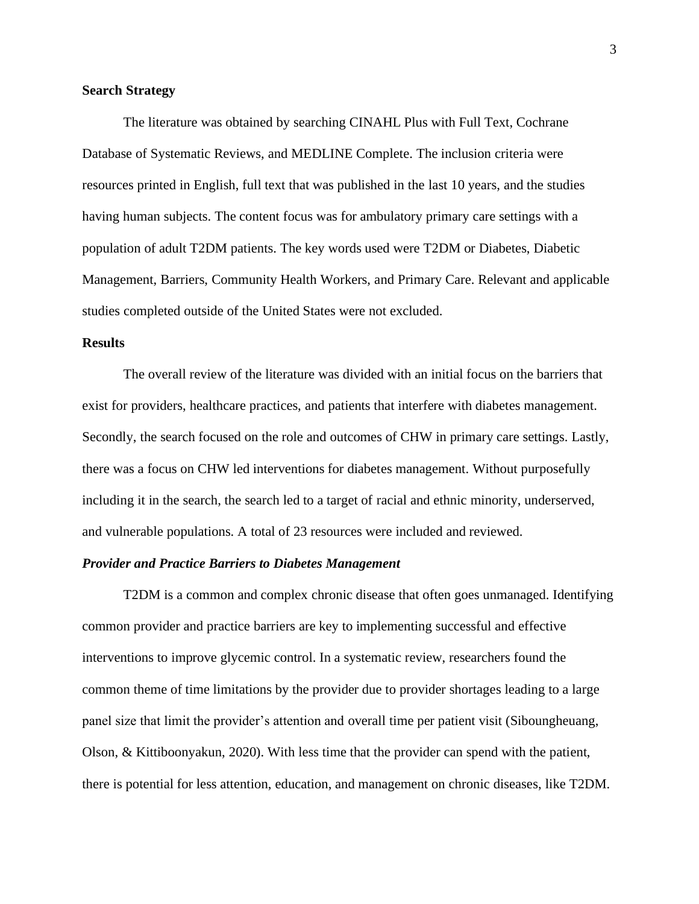## Search Strategy

The literature was obtained by searching CINAHL Plus with Full Text, Cochrane Database of Systematic Reviews, and MEDLINE Complete. The inclusion criteria were resources printed in English, full text that was published in the last 10 years, and the studies having human subjects. The content focus was for ambulatory primary care settings with a population of adult T2DM patients. The key words used were T2DM or Diabetes, Diabetic Management, Barriers, Community Health Workers, and Primary Care. Relevant and applicable studies completed outside of the United States were not excluded.

## Results

The overall review of the literature was divided with an initial focus on the barriers that exist for providers, healthcare practices, and patients that interfere with diabetes management. Secondly, the search focused on the role and outcomes of CHW in primary care settings. Lastly, there was a focus on CHW led interventions for diabetes management. Without purposefully including it in the search, the search led to a target of racial and ethnic minority, underserved, and vulnerable populations. A total of 23 resources were included and reviewed.

### *Provider and Practice Barriers to Diabetes Management*

T2DM is a common and complex chronic disease that often goes unmanaged. Identifying common provider and practice barriers are key to implementing successful and effective interventions to improve glycemic control. In a systematic review, researchers found the common theme of time limitations by the provider due to provider shortages leading to a large panel size that limit the provider's attention and overall time per patient visit (Siboungheuang, Olson, & Kittiboonyakun, 2020). With less time that the provider can spend with the patient, there is potential for less attention, education, and management on chronic diseases, like T2DM.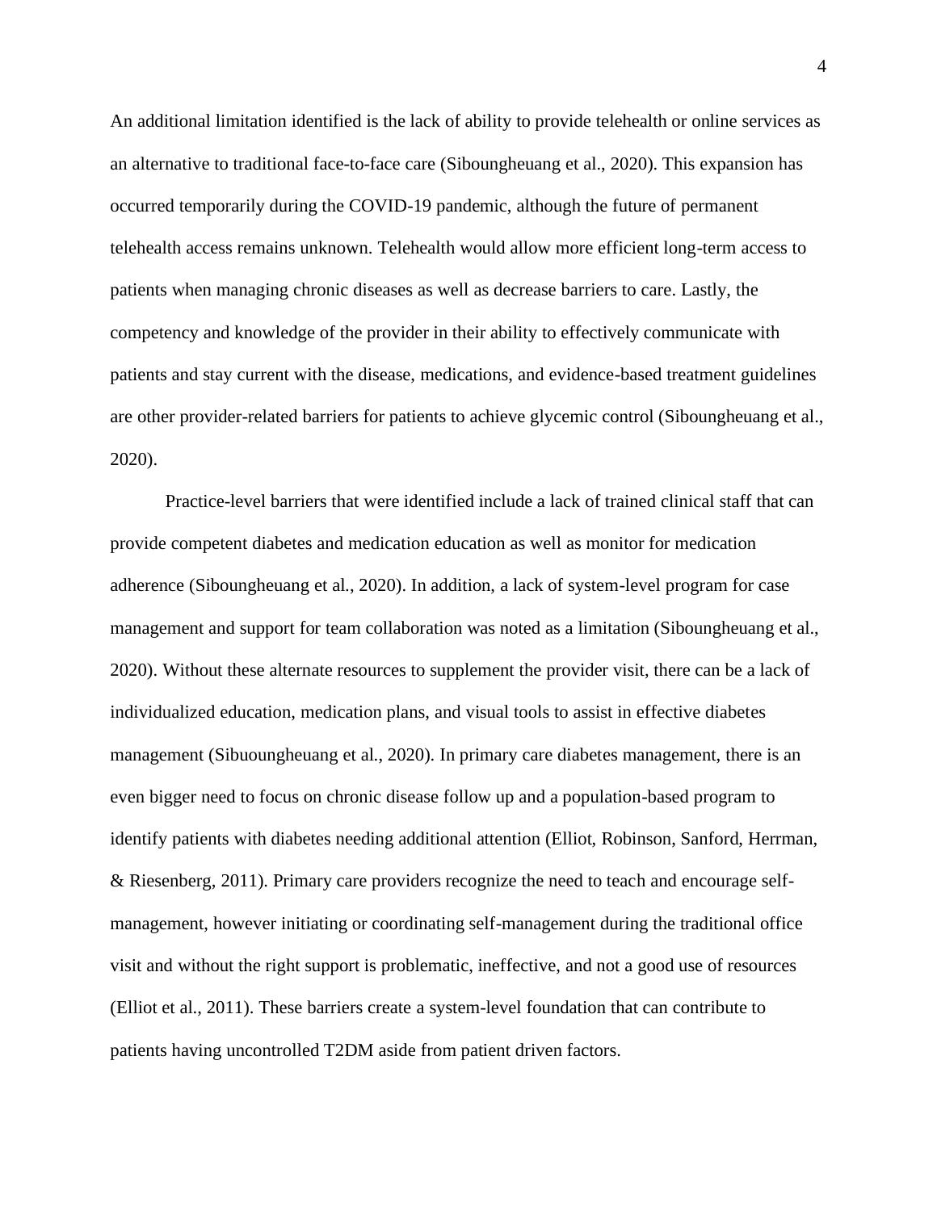An additional limitation identified is the lack of ability to provide telehealth or online services as an alternative to traditional face-to-face care (Siboungheuang et al., 2020). This expansion has occurred temporarily during the COVID-19 pandemic, although the future of permanent telehealth access remains unknown. Telehealth would allow more efficient long-term access to patients when managing chronic diseases as well as decrease barriers to care. Lastly, the competency and knowledge of the provider in their ability to effectively communicate with patients and stay current with the disease, medications, and evidence-based treatment guidelines are other provider-related barriers for patients to achieve glycemic control (Siboungheuang et al., 2020).

Practice-level barriers that were identified include a lack of trained clinical staff that can provide competent diabetes and medication education as well as monitor for medication adherence (Siboungheuang et al., 2020). In addition, a lack of system-level program for case management and support for team collaboration was noted as a limitation (Siboungheuang et al., 2020). Without these alternate resources to supplement the provider visit, there can be a lack of individualized education, medication plans, and visual tools to assist in effective diabetes management (Sibuoungheuang et al., 2020). In primary care diabetes management, there is an even bigger need to focus on chronic disease follow up and a population-based program to identify patients with diabetes needing additional attention (Elliot, Robinson, Sanford, Herrman, & Riesenberg, 2011). Primary care providers recognize the need to teach and encourage self-management, however initiating or coordinating self-management during the traditional office visit and without the right support is problematic, ineffective, and not a good use of resources (Elliot et al., 2011). These barriers create a system-level foundation that can contribute to patients having uncontrolled T2DM aside from patient driven factors.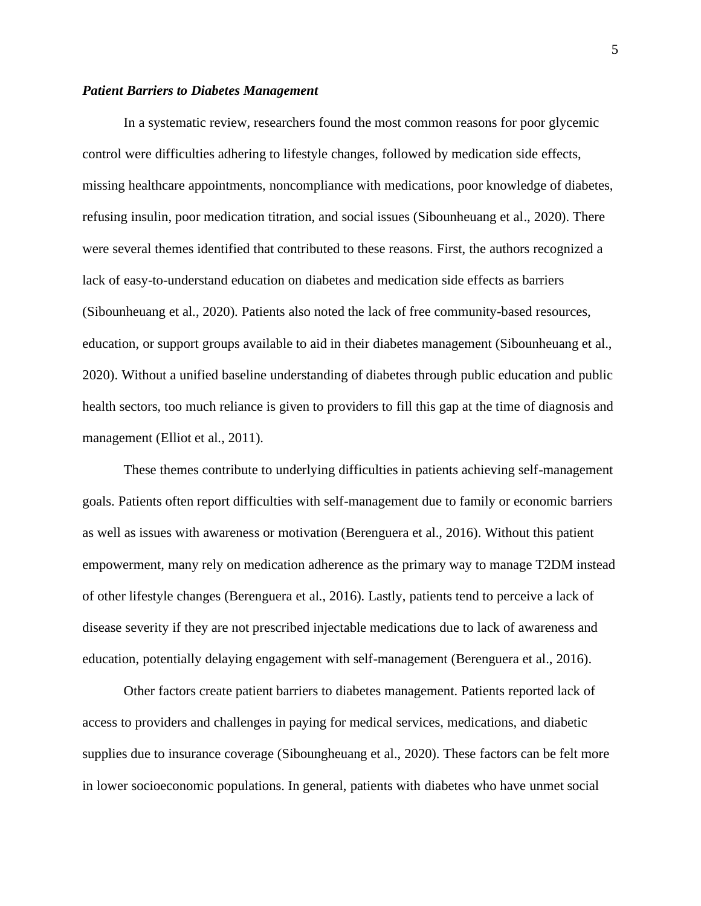### ***Patient Barriers to Diabetes Management***

In a systematic review, researchers found the most common reasons for poor glycemic control were difficulties adhering to lifestyle changes, followed by medication side effects, missing healthcare appointments, noncompliance with medications, poor knowledge of diabetes, refusing insulin, poor medication titration, and social issues (Sibounheuang et al., 2020). There were several themes identified that contributed to these reasons. First, the authors recognized a lack of easy-to-understand education on diabetes and medication side effects as barriers (Sibounheuang et al., 2020). Patients also noted the lack of free community-based resources, education, or support groups available to aid in their diabetes management (Sibounheuang et al., 2020). Without a unified baseline understanding of diabetes through public education and public health sectors, too much reliance is given to providers to fill this gap at the time of diagnosis and management (Elliot et al., 2011).

These themes contribute to underlying difficulties in patients achieving self-management goals. Patients often report difficulties with self-management due to family or economic barriers as well as issues with awareness or motivation (Berenguera et al., 2016). Without this patient empowerment, many rely on medication adherence as the primary way to manage T2DM instead of other lifestyle changes (Berenguera et al., 2016). Lastly, patients tend to perceive a lack of disease severity if they are not prescribed injectable medications due to lack of awareness and education, potentially delaying engagement with self-management (Berenguera et al., 2016).

Other factors create patient barriers to diabetes management. Patients reported lack of access to providers and challenges in paying for medical services, medications, and diabetic supplies due to insurance coverage (Siboungheuang et al., 2020). These factors can be felt more in lower socioeconomic populations. In general, patients with diabetes who have unmet social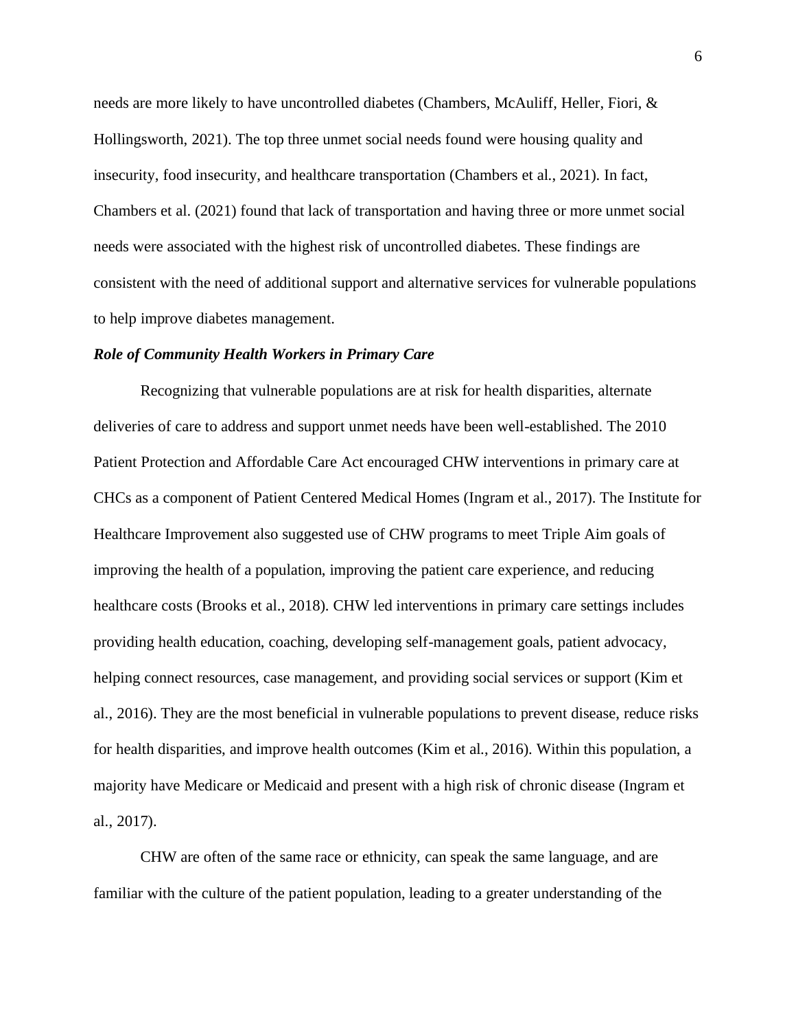needs are more likely to have uncontrolled diabetes (Chambers, McAuliff, Heller, Fiori, & Hollingsworth, 2021). The top three unmet social needs found were housing quality and insecurity, food insecurity, and healthcare transportation (Chambers et al., 2021). In fact, Chambers et al. (2021) found that lack of transportation and having three or more unmet social needs were associated with the highest risk of uncontrolled diabetes. These findings are consistent with the need of additional support and alternative services for vulnerable populations to help improve diabetes management.

### *Role of Community Health Workers in Primary Care*

Recognizing that vulnerable populations are at risk for health disparities, alternate deliveries of care to address and support unmet needs have been well-established. The 2010 Patient Protection and Affordable Care Act encouraged CHW interventions in primary care at CHCs as a component of Patient Centered Medical Homes (Ingram et al., 2017). The Institute for Healthcare Improvement also suggested use of CHW programs to meet Triple Aim goals of improving the health of a population, improving the patient care experience, and reducing healthcare costs (Brooks et al., 2018). CHW led interventions in primary care settings includes providing health education, coaching, developing self-management goals, patient advocacy, helping connect resources, case management, and providing social services or support (Kim et al., 2016). They are the most beneficial in vulnerable populations to prevent disease, reduce risks for health disparities, and improve health outcomes (Kim et al., 2016). Within this population, a majority have Medicare or Medicaid and present with a high risk of chronic disease (Ingram et al., 2017).

CHW are often of the same race or ethnicity, can speak the same language, and are familiar with the culture of the patient population, leading to a greater understanding of the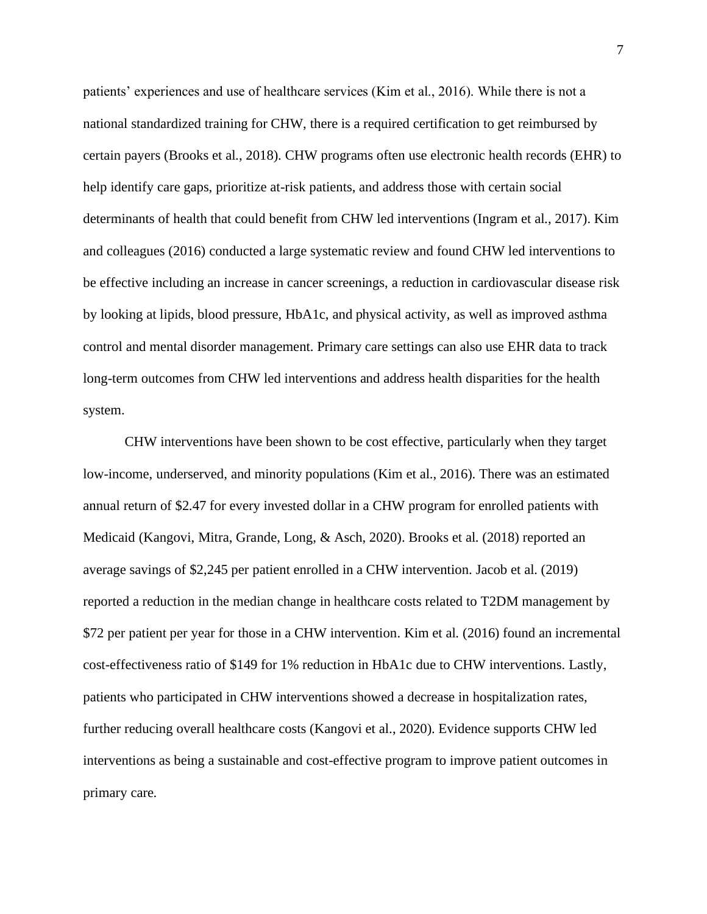patients' experiences and use of healthcare services (Kim et al., 2016). While there is not a national standardized training for CHW, there is a required certification to get reimbursed by certain payers (Brooks et al., 2018). CHW programs often use electronic health records (EHR) to help identify care gaps, prioritize at-risk patients, and address those with certain social determinants of health that could benefit from CHW led interventions (Ingram et al., 2017). Kim and colleagues (2016) conducted a large systematic review and found CHW led interventions to be effective including an increase in cancer screenings, a reduction in cardiovascular disease risk by looking at lipids, blood pressure, HbA1c, and physical activity, as well as improved asthma control and mental disorder management. Primary care settings can also use EHR data to track long-term outcomes from CHW led interventions and address health disparities for the health system.

CHW interventions have been shown to be cost effective, particularly when they target low-income, underserved, and minority populations (Kim et al., 2016). There was an estimated annual return of $2.47 for every invested dollar in a CHW program for enrolled patients with Medicaid (Kangovi, Mitra, Grande, Long, & Asch, 2020). Brooks et al. (2018) reported an average savings of $2,245 per patient enrolled in a CHW intervention. Jacob et al. (2019) reported a reduction in the median change in healthcare costs related to T2DM management by $72 per patient per year for those in a CHW intervention. Kim et al. (2016) found an incremental cost-effectiveness ratio of $149 for 1% reduction in HbA1c due to CHW interventions. Lastly, patients who participated in CHW interventions showed a decrease in hospitalization rates, further reducing overall healthcare costs (Kangovi et al., 2020). Evidence supports CHW led interventions as being a sustainable and cost-effective program to improve patient outcomes in primary care.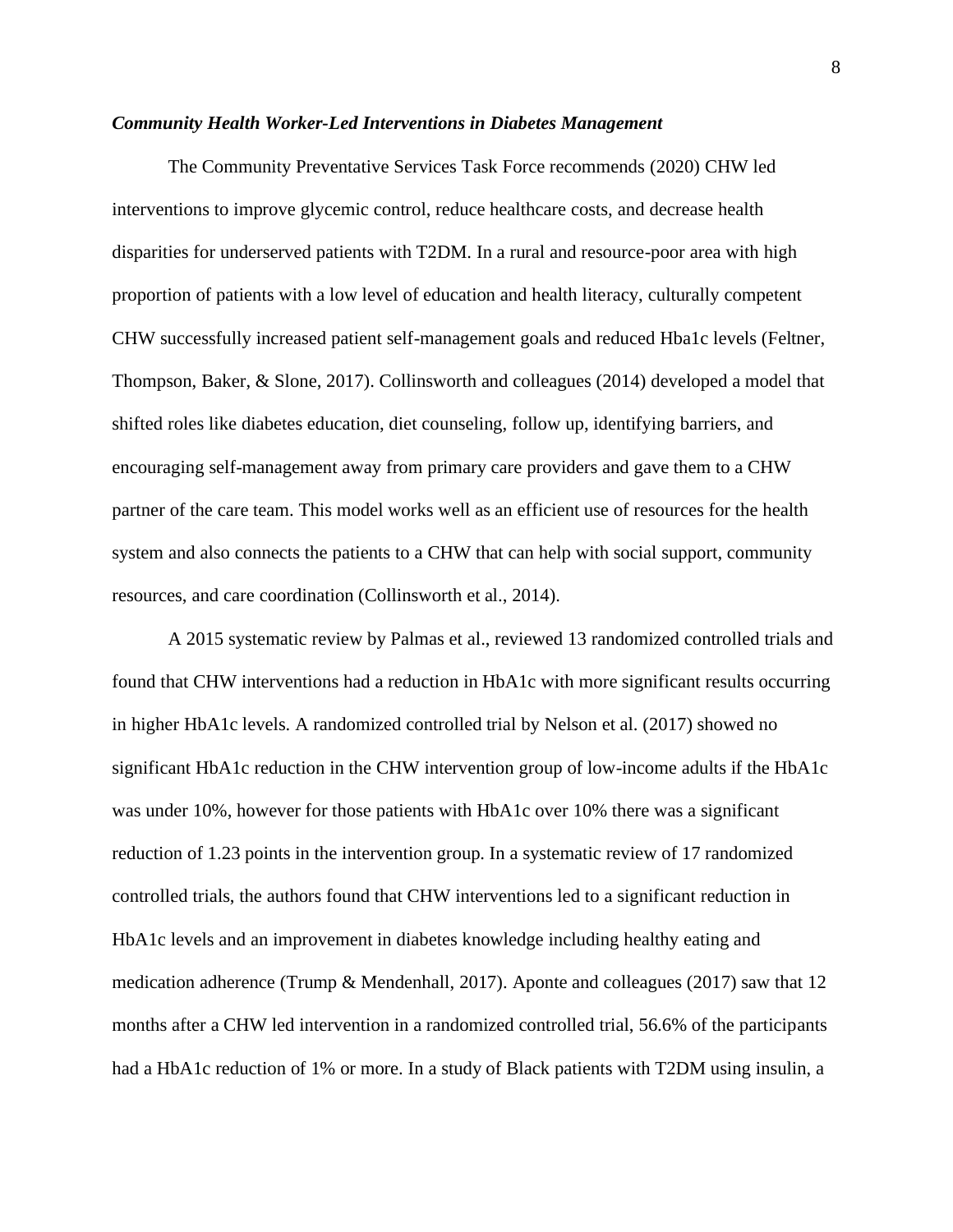***Community Health Worker-Led Interventions in Diabetes Management***

The Community Preventative Services Task Force recommends (2020) CHW led interventions to improve glycemic control, reduce healthcare costs, and decrease health disparities for underserved patients with T2DM. In a rural and resource-poor area with high proportion of patients with a low level of education and health literacy, culturally competent CHW successfully increased patient self-management goals and reduced Hba1c levels (Feltner, Thompson, Baker, & Slone, 2017). Collinsworth and colleagues (2014) developed a model that shifted roles like diabetes education, diet counseling, follow up, identifying barriers, and encouraging self-management away from primary care providers and gave them to a CHW partner of the care team. This model works well as an efficient use of resources for the health system and also connects the patients to a CHW that can help with social support, community resources, and care coordination (Collinsworth et al., 2014).

A 2015 systematic review by Palmas et al., reviewed 13 randomized controlled trials and found that CHW interventions had a reduction in HbA1c with more significant results occurring in higher HbA1c levels. A randomized controlled trial by Nelson et al. (2017) showed no significant HbA1c reduction in the CHW intervention group of low-income adults if the HbA1c was under 10%, however for those patients with HbA1c over 10% there was a significant reduction of 1.23 points in the intervention group. In a systematic review of 17 randomized controlled trials, the authors found that CHW interventions led to a significant reduction in HbA1c levels and an improvement in diabetes knowledge including healthy eating and medication adherence (Trump & Mendenhall, 2017). Aponte and colleagues (2017) saw that 12 months after a CHW led intervention in a randomized controlled trial, 56.6% of the participants had a HbA1c reduction of 1% or more. In a study of Black patients with T2DM using insulin, a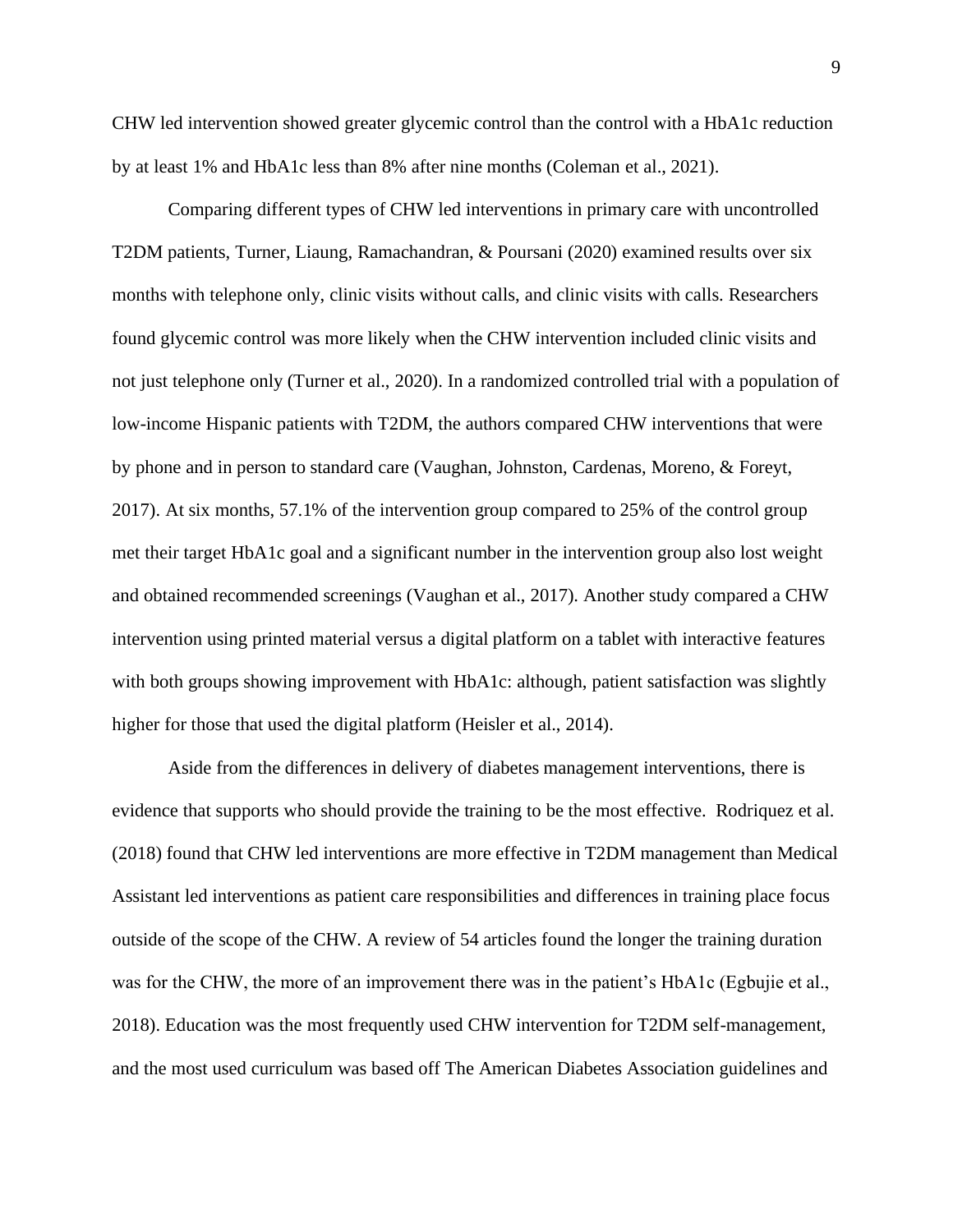CHW led intervention showed greater glycemic control than the control with a HbA1c reduction by at least 1% and HbA1c less than 8% after nine months (Coleman et al., 2021).

Comparing different types of CHW led interventions in primary care with uncontrolled T2DM patients, Turner, Liaung, Ramachandran, & Poursani (2020) examined results over six months with telephone only, clinic visits without calls, and clinic visits with calls. Researchers found glycemic control was more likely when the CHW intervention included clinic visits and not just telephone only (Turner et al., 2020). In a randomized controlled trial with a population of low-income Hispanic patients with T2DM, the authors compared CHW interventions that were by phone and in person to standard care (Vaughan, Johnston, Cardenas, Moreno, & Foreyt, 2017). At six months, 57.1% of the intervention group compared to 25% of the control group met their target HbA1c goal and a significant number in the intervention group also lost weight and obtained recommended screenings (Vaughan et al., 2017). Another study compared a CHW intervention using printed material versus a digital platform on a tablet with interactive features with both groups showing improvement with HbA1c: although, patient satisfaction was slightly higher for those that used the digital platform (Heisler et al., 2014).

Aside from the differences in delivery of diabetes management interventions, there is evidence that supports who should provide the training to be the most effective. Rodriquez et al. (2018) found that CHW led interventions are more effective in T2DM management than Medical Assistant led interventions as patient care responsibilities and differences in training place focus outside of the scope of the CHW. A review of 54 articles found the longer the training duration was for the CHW, the more of an improvement there was in the patient's HbA1c (Egbujie et al., 2018). Education was the most frequently used CHW intervention for T2DM self-management, and the most used curriculum was based off The American Diabetes Association guidelines and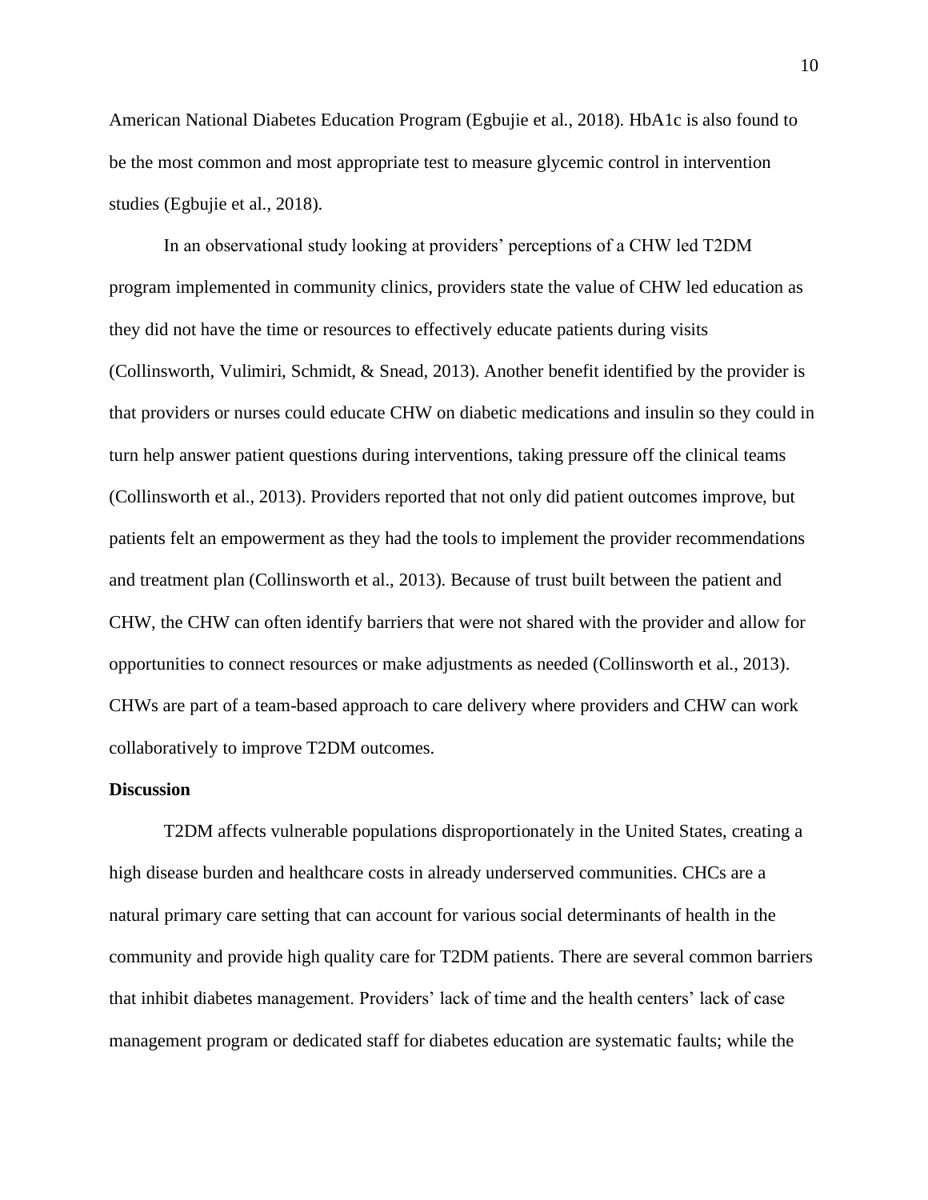American National Diabetes Education Program (Egbujie et al., 2018). HbA1c is also found to be the most common and most appropriate test to measure glycemic control in intervention studies (Egbujie et al., 2018).

In an observational study looking at providers' perceptions of a CHW led T2DM program implemented in community clinics, providers state the value of CHW led education as they did not have the time or resources to effectively educate patients during visits (Collinsworth, Vulimiri, Schmidt, & Snead, 2013). Another benefit identified by the provider is that providers or nurses could educate CHW on diabetic medications and insulin so they could in turn help answer patient questions during interventions, taking pressure off the clinical teams (Collinsworth et al., 2013). Providers reported that not only did patient outcomes improve, but patients felt an empowerment as they had the tools to implement the provider recommendations and treatment plan (Collinsworth et al., 2013). Because of trust built between the patient and CHW, the CHW can often identify barriers that were not shared with the provider and allow for opportunities to connect resources or make adjustments as needed (Collinsworth et al., 2013). CHWs are part of a team-based approach to care delivery where providers and CHW can work collaboratively to improve T2DM outcomes.

**Discussion**

T2DM affects vulnerable populations disproportionately in the United States, creating a high disease burden and healthcare costs in already underserved communities. CHCs are a natural primary care setting that can account for various social determinants of health in the community and provide high quality care for T2DM patients. There are several common barriers that inhibit diabetes management. Providers' lack of time and the health centers' lack of case management program or dedicated staff for diabetes education are systematic faults; while the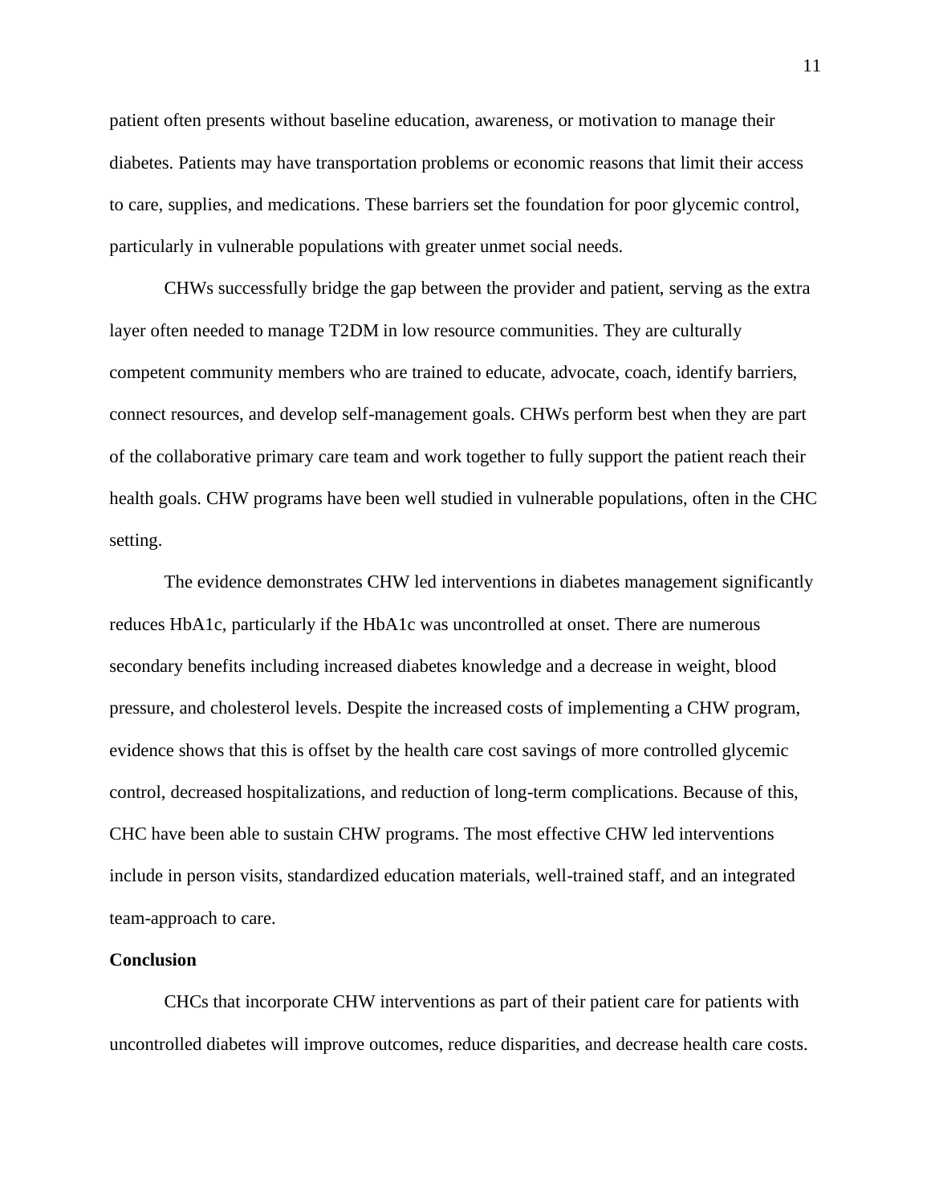patient often presents without baseline education, awareness, or motivation to manage their diabetes. Patients may have transportation problems or economic reasons that limit their access to care, supplies, and medications. These barriers set the foundation for poor glycemic control, particularly in vulnerable populations with greater unmet social needs.

CHWs successfully bridge the gap between the provider and patient, serving as the extra layer often needed to manage T2DM in low resource communities. They are culturally competent community members who are trained to educate, advocate, coach, identify barriers, connect resources, and develop self-management goals. CHWs perform best when they are part of the collaborative primary care team and work together to fully support the patient reach their health goals. CHW programs have been well studied in vulnerable populations, often in the CHC setting.

The evidence demonstrates CHW led interventions in diabetes management significantly reduces HbA1c, particularly if the HbA1c was uncontrolled at onset. There are numerous secondary benefits including increased diabetes knowledge and a decrease in weight, blood pressure, and cholesterol levels. Despite the increased costs of implementing a CHW program, evidence shows that this is offset by the health care cost savings of more controlled glycemic control, decreased hospitalizations, and reduction of long-term complications. Because of this, CHC have been able to sustain CHW programs. The most effective CHW led interventions include in person visits, standardized education materials, well-trained staff, and an integrated team-approach to care.

**Conclusion**

CHCs that incorporate CHW interventions as part of their patient care for patients with uncontrolled diabetes will improve outcomes, reduce disparities, and decrease health care costs.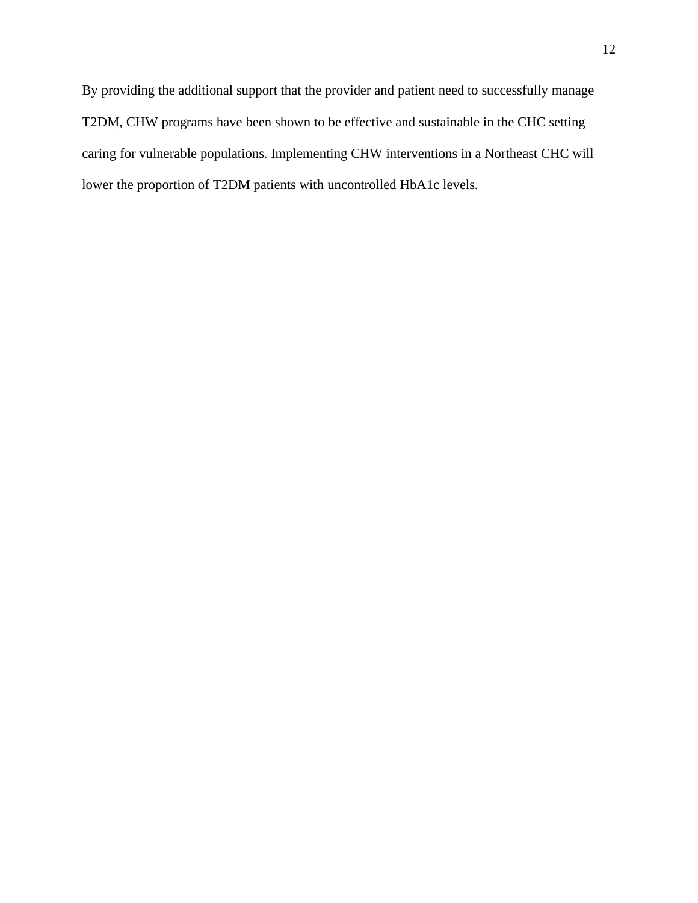By providing the additional support that the provider and patient need to successfully manage T2DM, CHW programs have been shown to be effective and sustainable in the CHC setting caring for vulnerable populations. Implementing CHW interventions in a Northeast CHC will lower the proportion of T2DM patients with uncontrolled HbA1c levels.